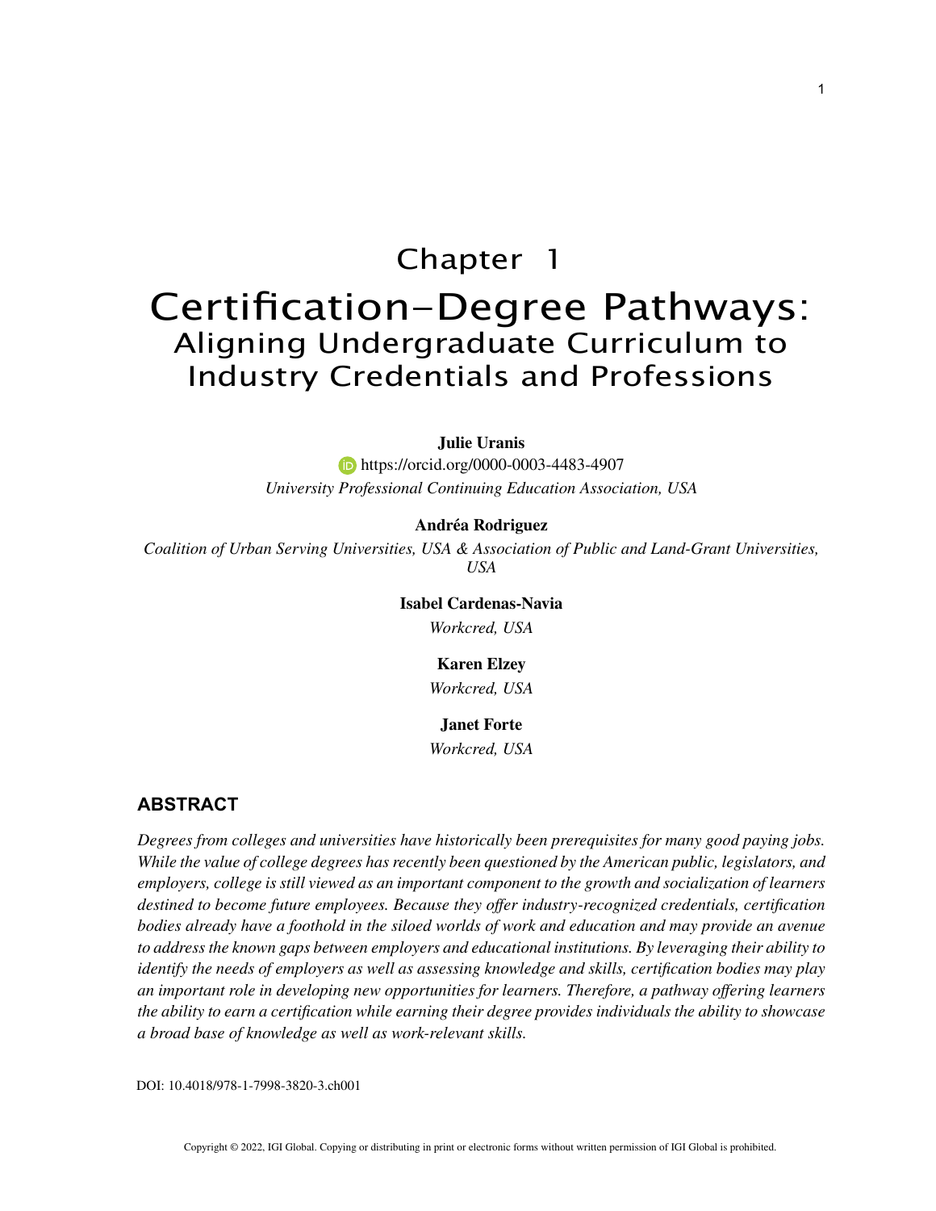# Chapter 1

# Certification–Degree Pathways: Aligning Undergraduate Curriculum to Industry Credentials and Professions

**Julie Uranis**
https://orcid.org/0000-0003-4483-4907
*University Professional Continuing Education Association, USA*

**Andréa Rodriguez**
*Coalition of Urban Serving Universities, USA & Association of Public and Land-Grant Universities, USA*

**Isabel Cardenas-Navia**
*Workcred, USA*

**Karen Elzey**
*Workcred, USA*

**Janet Forte**
*Workcred, USA*

## ABSTRACT

*Degrees from colleges and universities have historically been prerequisites for many good paying jobs. While the value of college degrees has recently been questioned by the American public, legislators, and employers, college is still viewed as an important component to the growth and socialization of learners destined to become future employees. Because they offer industry-recognized credentials, certification bodies already have a foothold in the siloed worlds of work and education and may provide an avenue to address the known gaps between employers and educational institutions. By leveraging their ability to identify the needs of employers as well as assessing knowledge and skills, certification bodies may play an important role in developing new opportunities for learners. Therefore, a pathway offering learners the ability to earn a certification while earning their degree provides individuals the ability to showcase a broad base of knowledge as well as work-relevant skills.*

DOI: 10.4018/978-1-7998-3820-3.ch001

Copyright © 2022, IGI Global. Copying or distributing in print or electronic forms without written permission of IGI Global is prohibited.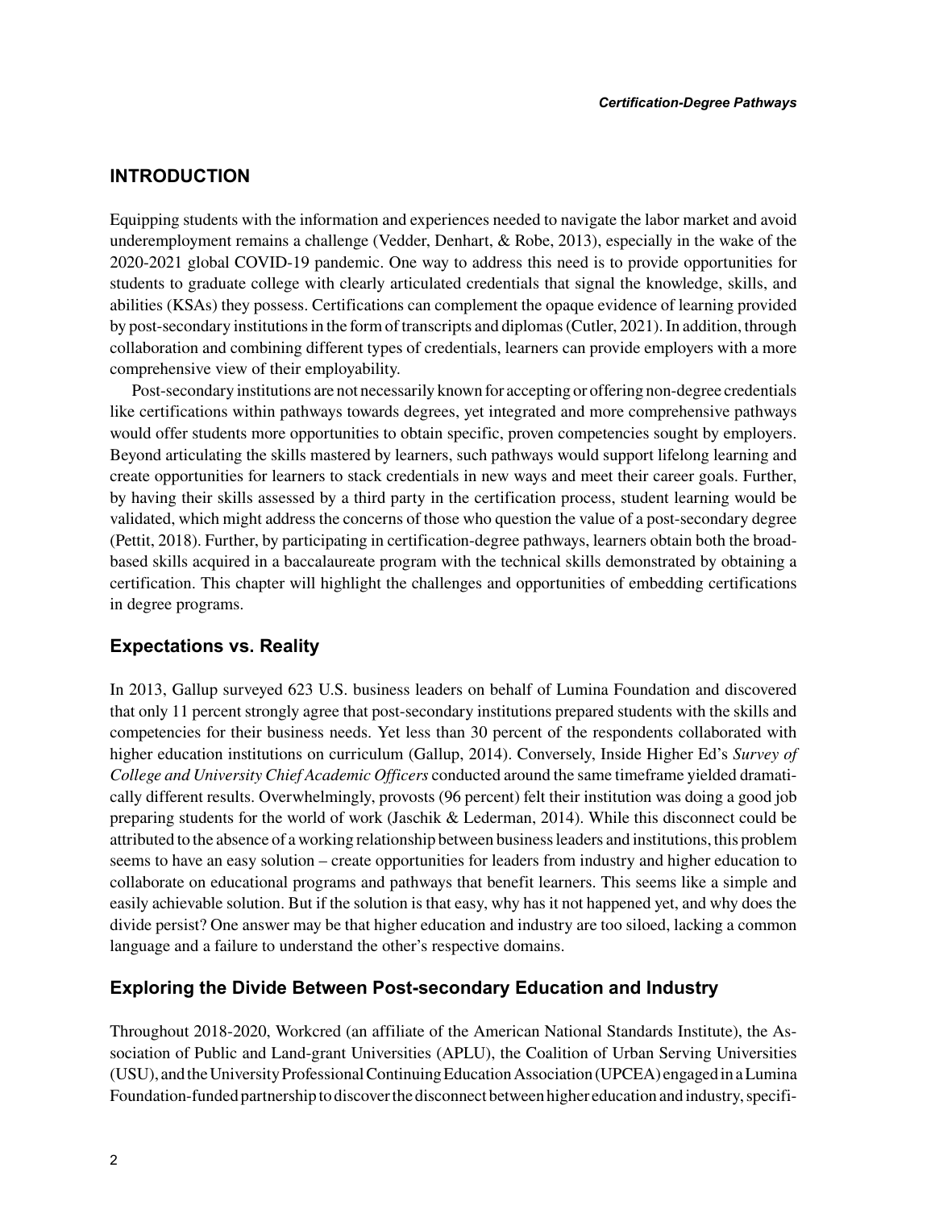## INTRODUCTION

Equipping students with the information and experiences needed to navigate the labor market and avoid underemployment remains a challenge (Vedder, Denhart, & Robe, 2013), especially in the wake of the 2020-2021 global COVID-19 pandemic. One way to address this need is to provide opportunities for students to graduate college with clearly articulated credentials that signal the knowledge, skills, and abilities (KSAs) they possess. Certifications can complement the opaque evidence of learning provided by post-secondary institutions in the form of transcripts and diplomas (Cutler, 2021). In addition, through collaboration and combining different types of credentials, learners can provide employers with a more comprehensive view of their employability.

Post-secondary institutions are not necessarily known for accepting or offering non-degree credentials like certifications within pathways towards degrees, yet integrated and more comprehensive pathways would offer students more opportunities to obtain specific, proven competencies sought by employers. Beyond articulating the skills mastered by learners, such pathways would support lifelong learning and create opportunities for learners to stack credentials in new ways and meet their career goals. Further, by having their skills assessed by a third party in the certification process, student learning would be validated, which might address the concerns of those who question the value of a post-secondary degree (Pettit, 2018). Further, by participating in certification-degree pathways, learners obtain both the broad-based skills acquired in a baccalaureate program with the technical skills demonstrated by obtaining a certification. This chapter will highlight the challenges and opportunities of embedding certifications in degree programs.

### Expectations vs. Reality

In 2013, Gallup surveyed 623 U.S. business leaders on behalf of Lumina Foundation and discovered that only 11 percent strongly agree that post-secondary institutions prepared students with the skills and competencies for their business needs. Yet less than 30 percent of the respondents collaborated with higher education institutions on curriculum (Gallup, 2014). Conversely, Inside Higher Ed's *Survey of College and University Chief Academic Officers* conducted around the same timeframe yielded dramatically different results. Overwhelmingly, provosts (96 percent) felt their institution was doing a good job preparing students for the world of work (Jaschik & Lederman, 2014). While this disconnect could be attributed to the absence of a working relationship between business leaders and institutions, this problem seems to have an easy solution – create opportunities for leaders from industry and higher education to collaborate on educational programs and pathways that benefit learners. This seems like a simple and easily achievable solution. But if the solution is that easy, why has it not happened yet, and why does the divide persist? One answer may be that higher education and industry are too siloed, lacking a common language and a failure to understand the other's respective domains.

### Exploring the Divide Between Post-secondary Education and Industry

Throughout 2018-2020, Workcred (an affiliate of the American National Standards Institute), the Association of Public and Land-grant Universities (APLU), the Coalition of Urban Serving Universities (USU), and the University Professional Continuing Education Association (UPCEA) engaged in a Lumina Foundation-funded partnership to discover the disconnect between higher education and industry, specifi-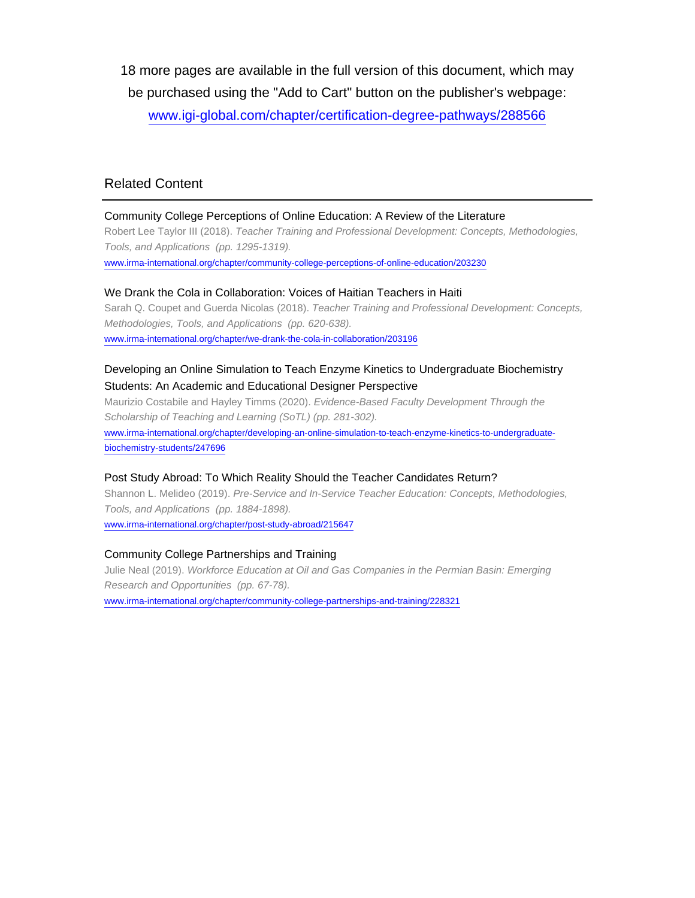18 more pages are available in the full version of this document, which may be purchased using the "Add to Cart" button on the publisher's webpage: www.igi-global.com/chapter/certification-degree-pathways/288566

## Related Content

Community College Perceptions of Online Education: A Review of the Literature
Robert Lee Taylor III (2018). *Teacher Training and Professional Development: Concepts, Methodologies, Tools, and Applications (pp. 1295-1319).*
www.irma-international.org/chapter/community-college-perceptions-of-online-education/203230

We Drank the Cola in Collaboration: Voices of Haitian Teachers in Haiti
Sarah Q. Coupet and Guerda Nicolas (2018). *Teacher Training and Professional Development: Concepts, Methodologies, Tools, and Applications (pp. 620-638).*
www.irma-international.org/chapter/we-drank-the-cola-in-collaboration/203196

Developing an Online Simulation to Teach Enzyme Kinetics to Undergraduate Biochemistry Students: An Academic and Educational Designer Perspective
Maurizio Costabile and Hayley Timms (2020). *Evidence-Based Faculty Development Through the Scholarship of Teaching and Learning (SoTL) (pp. 281-302).*
www.irma-international.org/chapter/developing-an-online-simulation-to-teach-enzyme-kinetics-to-undergraduate-biochemistry-students/247696

Post Study Abroad: To Which Reality Should the Teacher Candidates Return?
Shannon L. Melideo (2019). *Pre-Service and In-Service Teacher Education: Concepts, Methodologies, Tools, and Applications (pp. 1884-1898).*
www.irma-international.org/chapter/post-study-abroad/215647

Community College Partnerships and Training
Julie Neal (2019). *Workforce Education at Oil and Gas Companies in the Permian Basin: Emerging Research and Opportunities (pp. 67-78).*
www.irma-international.org/chapter/community-college-partnerships-and-training/228321